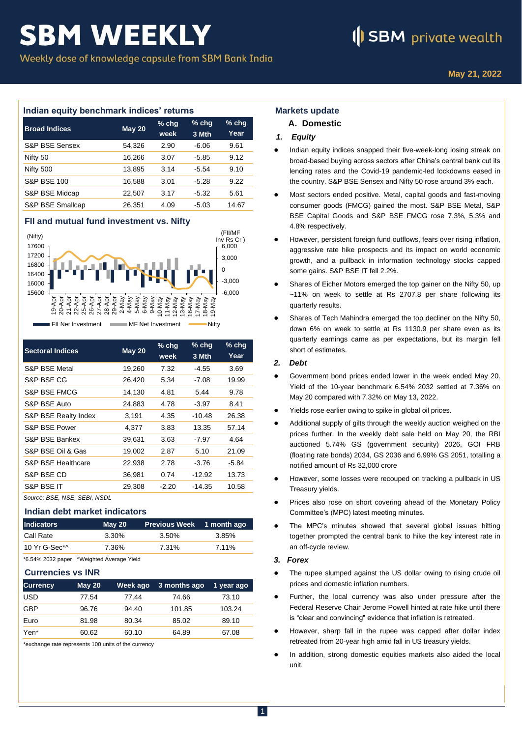# SBM WEEKLY

Weekly dose of knowledge capsule from SBM Bank India

SBM private wealth

**May 21, 2022**

## Indian equity benchmark indices' returns

| Broad Indices | May 20 | % chg week | % chg 3 Mth | % chg Year |
|---|---|---|---|---|
| S&P BSE Sensex | 54,326 | 2.90 | -6.06 | 9.61 |
| Nifty 50 | 16,266 | 3.07 | -5.85 | 9.12 |
| Nifty 500 | 13,895 | 3.14 | -5.54 | 9.10 |
| S&P BSE 100 | 16,588 | 3.01 | -5.28 | 9.22 |
| S&P BSE Midcap | 22,507 | 3.17 | -5.32 | 5.61 |
| S&P BSE Smallcap | 26,351 | 4.09 | -5.03 | 14.67 |

## FII and mutual fund investment vs. Nifty

(Nifty) 15600–17600; (FII/MF Inv Rs Cr) -6,000–6,000; 19-Apr to 19-May

FII Net Investment | MF Net Investment | Nifty

| Sectoral Indices | May 20 | % chg week | % chg 3 Mth | % chg Year |
|---|---|---|---|---|
| S&P BSE Metal | 19,260 | 7.32 | -4.55 | 3.69 |
| S&P BSE CG | 26,420 | 5.34 | -7.08 | 19.99 |
| S&P BSE FMCG | 14,130 | 4.81 | 5.44 | 9.78 |
| S&P BSE Auto | 24,883 | 4.78 | -3.97 | 8.41 |
| S&P BSE Realty Index | 3,191 | 4.35 | -10.48 | 26.38 |
| S&P BSE Power | 4,377 | 3.83 | 13.35 | 57.14 |
| S&P BSE Bankex | 39,631 | 3.63 | -7.97 | 4.64 |
| S&P BSE Oil & Gas | 19,002 | 2.87 | 5.10 | 21.09 |
| S&P BSE Healthcare | 22,938 | 2.78 | -3.76 | -5.84 |
| S&P BSE CD | 36,981 | 0.74 | -12.92 | 13.73 |
| S&P BSE IT | 29,308 | -2.20 | -14.35 | 10.58 |

*Source: BSE, NSE, SEBI, NSDL*

## Indian debt market indicators

| Indicators | May 20 | Previous Week | 1 month ago |
|---|---|---|---|
| Call Rate | 3.30% | 3.50% | 3.85% |
| 10 Yr G-Sec*^ | 7.36% | 7.31% | 7.11% |

*6.54% 2032 paper ^Weighted Average Yield

## Currencies vs INR

| Currency | May 20 | Week ago | 3 months ago | 1 year ago |
|---|---|---|---|---|
| USD | 77.54 | 77.44 | 74.66 | 73.10 |
| GBP | 96.76 | 94.40 | 101.85 | 103.24 |
| Euro | 81.98 | 80.34 | 85.02 | 89.10 |
| Yen* | 60.62 | 60.10 | 64.89 | 67.08 |

*exchange rate represents 100 units of the currency

## Markets update

### A. Domestic

#### *1. Equity*

- Indian equity indices snapped their five-week-long losing streak on broad-based buying across sectors after China's central bank cut its lending rates and the Covid-19 pandemic-led lockdowns eased in the country. S&P BSE Sensex and Nifty 50 rose around 3% each.
- Most sectors ended positive. Metal, capital goods and fast-moving consumer goods (FMCG) gained the most. S&P BSE Metal, S&P BSE Capital Goods and S&P BSE FMCG rose 7.3%, 5.3% and 4.8% respectively.
- However, persistent foreign fund outflows, fears over rising inflation, aggressive rate hike prospects and its impact on world economic growth, and a pullback in information technology stocks capped some gains. S&P BSE IT fell 2.2%.
- Shares of Eicher Motors emerged the top gainer on the Nifty 50, up ~11% on week to settle at Rs 2707.8 per share following its quarterly results.
- Shares of Tech Mahindra emerged the top decliner on the Nifty 50, down 6% on week to settle at Rs 1130.9 per share even as its quarterly earnings came as per expectations, but its margin fell short of estimates.

#### *2. Debt*

- Government bond prices ended lower in the week ended May 20. Yield of the 10-year benchmark 6.54% 2032 settled at 7.36% on May 20 compared with 7.32% on May 13, 2022.
- Yields rose earlier owing to spike in global oil prices.
- Additional supply of gilts through the weekly auction weighed on the prices further. In the weekly debt sale held on May 20, the RBI auctioned 5.74% GS (government security) 2026, GOI FRB (floating rate bonds) 2034, GS 2036 and 6.99% GS 2051, totalling a notified amount of Rs 32,000 crore
- However, some losses were recouped on tracking a pullback in US Treasury yields.
- Prices also rose on short covering ahead of the Monetary Policy Committee's (MPC) latest meeting minutes.
- The MPC's minutes showed that several global issues hitting together prompted the central bank to hike the key interest rate in an off-cycle review.

#### *3. Forex*

- The rupee slumped against the US dollar owing to rising crude oil prices and domestic inflation numbers.
- Further, the local currency was also under pressure after the Federal Reserve Chair Jerome Powell hinted at rate hike until there is "clear and convincing" evidence that inflation is retreated.
- However, sharp fall in the rupee was capped after dollar index retreated from 20-year high amid fall in US treasury yields.
- In addition, strong domestic equities markets also aided the local unit.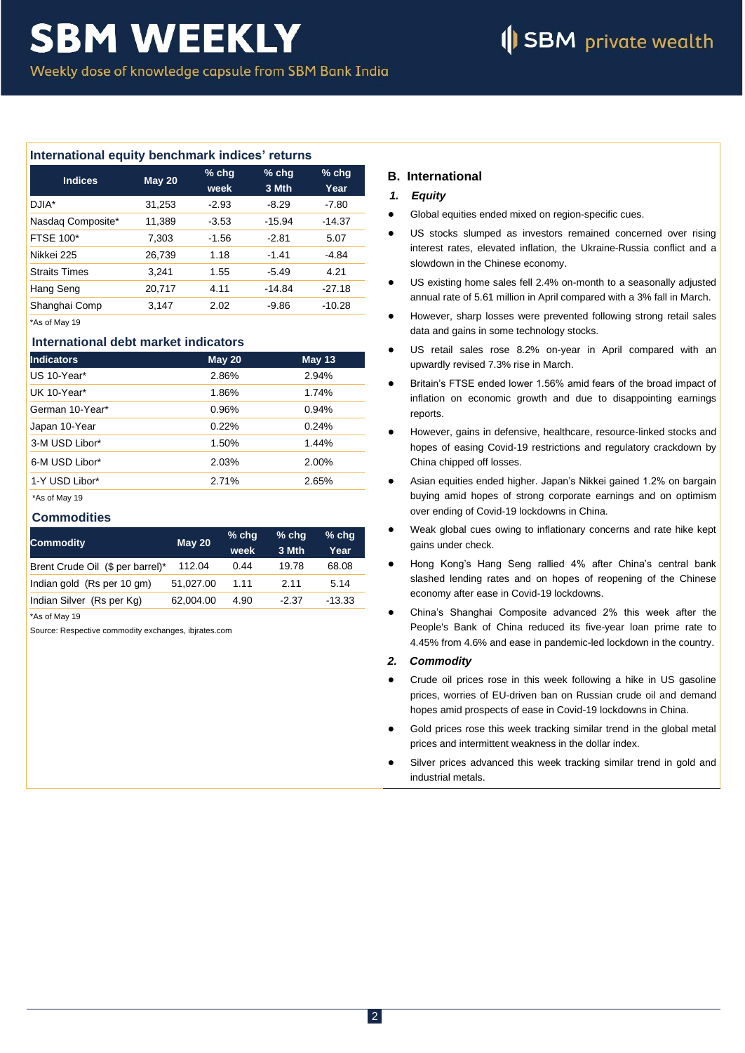# SBM WEEKLY

Weekly dose of knowledge capsule from SBM Bank India

### International equity benchmark indices' returns

| Indices | May 20 | % chg week | % chg 3 Mth | % chg Year |
|---|---|---|---|---|
| DJIA* | 31,253 | -2.93 | -8.29 | -7.80 |
| Nasdaq Composite* | 11,389 | -3.53 | -15.94 | -14.37 |
| FTSE 100* | 7,303 | -1.56 | -2.81 | 5.07 |
| Nikkei 225 | 26,739 | 1.18 | -1.41 | -4.84 |
| Straits Times | 3,241 | 1.55 | -5.49 | 4.21 |
| Hang Seng | 20,717 | 4.11 | -14.84 | -27.18 |
| Shanghai Comp | 3,147 | 2.02 | -9.86 | -10.28 |

*As of May 19

### International debt market indicators

| Indicators | May 20 | May 13 |
|---|---|---|
| US 10-Year* | 2.86% | 2.94% |
| UK 10-Year* | 1.86% | 1.74% |
| German 10-Year* | 0.96% | 0.94% |
| Japan 10-Year | 0.22% | 0.24% |
| 3-M USD Libor* | 1.50% | 1.44% |
| 6-M USD Libor* | 2.03% | 2.00% |
| 1-Y USD Libor* | 2.71% | 2.65% |

*As of May 19

### Commodities

| Commodity | May 20 | % chg week | % chg 3 Mth | % chg Year |
|---|---|---|---|---|
| Brent Crude Oil ($ per barrel)* | 112.04 | 0.44 | 19.78 | 68.08 |
| Indian gold (Rs per 10 gm) | 51,027.00 | 1.11 | 2.11 | 5.14 |
| Indian Silver (Rs per Kg) | 62,004.00 | 4.90 | -2.37 | -13.33 |

*As of May 19

Source: Respective commodity exchanges, ibjrates.com

## B. International

### *1. Equity*

- Global equities ended mixed on region-specific cues.
- US stocks slumped as investors remained concerned over rising interest rates, elevated inflation, the Ukraine-Russia conflict and a slowdown in the Chinese economy.
- US existing home sales fell 2.4% on-month to a seasonally adjusted annual rate of 5.61 million in April compared with a 3% fall in March.
- However, sharp losses were prevented following strong retail sales data and gains in some technology stocks.
- US retail sales rose 8.2% on-year in April compared with an upwardly revised 7.3% rise in March.
- Britain's FTSE ended lower 1.56% amid fears of the broad impact of inflation on economic growth and due to disappointing earnings reports.
- However, gains in defensive, healthcare, resource-linked stocks and hopes of easing Covid-19 restrictions and regulatory crackdown by China chipped off losses.
- Asian equities ended higher. Japan's Nikkei gained 1.2% on bargain buying amid hopes of strong corporate earnings and on optimism over ending of Covid-19 lockdowns in China.
- Weak global cues owing to inflationary concerns and rate hike kept gains under check.
- Hong Kong's Hang Seng rallied 4% after China's central bank slashed lending rates and on hopes of reopening of the Chinese economy after ease in Covid-19 lockdowns.
- China's Shanghai Composite advanced 2% this week after the People's Bank of China reduced its five-year loan prime rate to 4.45% from 4.6% and ease in pandemic-led lockdown in the country.

### *2. Commodity*

- Crude oil prices rose in this week following a hike in US gasoline prices, worries of EU-driven ban on Russian crude oil and demand hopes amid prospects of ease in Covid-19 lockdowns in China.
- Gold prices rose this week tracking similar trend in the global metal prices and intermittent weakness in the dollar index.
- Silver prices advanced this week tracking similar trend in gold and industrial metals.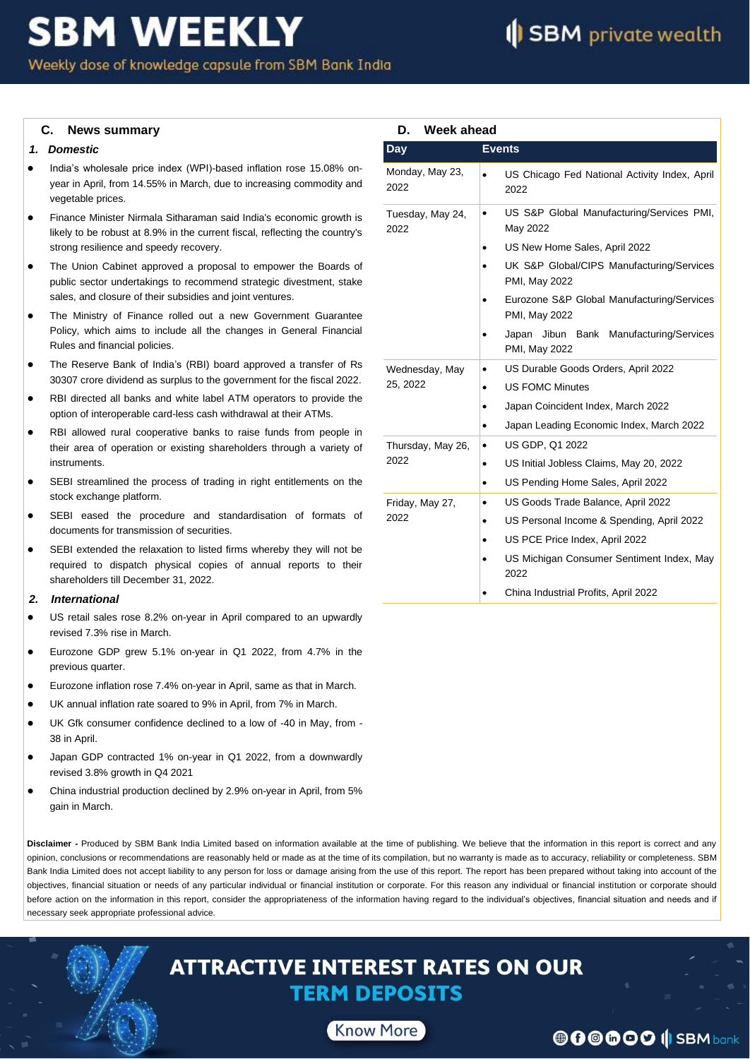## C. News summary

### 1. *Domestic*

- India's wholesale price index (WPI)-based inflation rose 15.08% on-year in April, from 14.55% in March, due to increasing commodity and vegetable prices.
- Finance Minister Nirmala Sitharaman said India's economic growth is likely to be robust at 8.9% in the current fiscal, reflecting the country's strong resilience and speedy recovery.
- The Union Cabinet approved a proposal to empower the Boards of public sector undertakings to recommend strategic divestment, stake sales, and closure of their subsidies and joint ventures.
- The Ministry of Finance rolled out a new Government Guarantee Policy, which aims to include all the changes in General Financial Rules and financial policies.
- The Reserve Bank of India's (RBI) board approved a transfer of Rs 30307 crore dividend as surplus to the government for the fiscal 2022.
- RBI directed all banks and white label ATM operators to provide the option of interoperable card-less cash withdrawal at their ATMs.
- RBI allowed rural cooperative banks to raise funds from people in their area of operation or existing shareholders through a variety of instruments.
- SEBI streamlined the process of trading in right entitlements on the stock exchange platform.
- SEBI eased the procedure and standardisation of formats of documents for transmission of securities.
- SEBI extended the relaxation to listed firms whereby they will not be required to dispatch physical copies of annual reports to their shareholders till December 31, 2022.

### 2. *International*

- US retail sales rose 8.2% on-year in April compared to an upwardly revised 7.3% rise in March.
- Eurozone GDP grew 5.1% on-year in Q1 2022, from 4.7% in the previous quarter.
- Eurozone inflation rose 7.4% on-year in April, same as that in March.
- UK annual inflation rate soared to 9% in April, from 7% in March.
- UK Gfk consumer confidence declined to a low of -40 in May, from -38 in April.
- Japan GDP contracted 1% on-year in Q1 2022, from a downwardly revised 3.8% growth in Q4 2021
- China industrial production declined by 2.9% on-year in April, from 5% gain in March.

## D. Week ahead

| Day | Events |
|---|---|
| Monday, May 23, 2022 | • US Chicago Fed National Activity Index, April 2022 |
| Tuesday, May 24, 2022 | • US S&P Global Manufacturing/Services PMI, May 2022<br>• US New Home Sales, April 2022<br>• UK S&P Global/CIPS Manufacturing/Services PMI, May 2022<br>• Eurozone S&P Global Manufacturing/Services PMI, May 2022<br>• Japan Jibun Bank Manufacturing/Services PMI, May 2022 |
| Wednesday, May 25, 2022 | • US Durable Goods Orders, April 2022<br>• US FOMC Minutes<br>• Japan Coincident Index, March 2022<br>• Japan Leading Economic Index, March 2022 |
| Thursday, May 26, 2022 | • US GDP, Q1 2022<br>• US Initial Jobless Claims, May 20, 2022<br>• US Pending Home Sales, April 2022 |
| Friday, May 27, 2022 | • US Goods Trade Balance, April 2022<br>• US Personal Income & Spending, April 2022<br>• US PCE Price Index, April 2022<br>• US Michigan Consumer Sentiment Index, May 2022<br>• China Industrial Profits, April 2022 |

**Disclaimer -** Produced by SBM Bank India Limited based on information available at the time of publishing. We believe that the information in this report is correct and any opinion, conclusions or recommendations are reasonably held or made as at the time of its compilation, but no warranty is made as to accuracy, reliability or completeness. SBM Bank India Limited does not accept liability to any person for loss or damage arising from the use of this report. The report has been prepared without taking into account of the objectives, financial situation or needs of any particular individual or financial institution or corporate. For this reason any individual or financial institution or corporate should before action on the information in this report, consider the appropriateness of the information having regard to the individual's objectives, financial situation and needs and if necessary seek appropriate professional advice.

ATTRACTIVE INTEREST RATES ON OUR TERM DEPOSITS

Know More